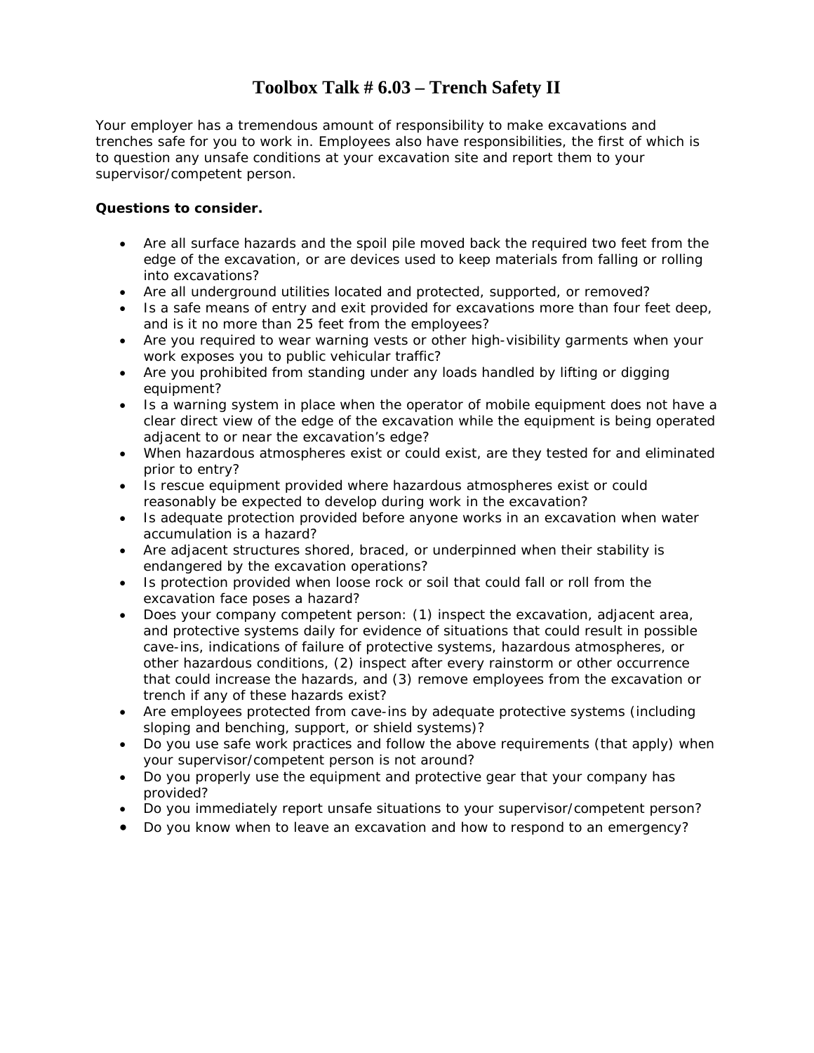# Toolbox Talk # 6.03 – Trench Safety II

Your employer has a tremendous amount of responsibility to make excavations and trenches safe for you to work in. Employees also have responsibilities, the first of which is to question any unsafe conditions at your excavation site and report them to your supervisor/competent person.

**Questions to consider.**

- Are all surface hazards and the spoil pile moved back the required two feet from the edge of the excavation, or are devices used to keep materials from falling or rolling into excavations?
- Are all underground utilities located and protected, supported, or removed?
- Is a safe means of entry and exit provided for excavations more than four feet deep, and is it no more than 25 feet from the employees?
- Are you required to wear warning vests or other high-visibility garments when your work exposes you to public vehicular traffic?
- Are you prohibited from standing under any loads handled by lifting or digging equipment?
- Is a warning system in place when the operator of mobile equipment does not have a clear direct view of the edge of the excavation while the equipment is being operated adjacent to or near the excavation's edge?
- When hazardous atmospheres exist or could exist, are they tested for and eliminated prior to entry?
- Is rescue equipment provided where hazardous atmospheres exist or could reasonably be expected to develop during work in the excavation?
- Is adequate protection provided before anyone works in an excavation when water accumulation is a hazard?
- Are adjacent structures shored, braced, or underpinned when their stability is endangered by the excavation operations?
- Is protection provided when loose rock or soil that could fall or roll from the excavation face poses a hazard?
- Does your company competent person: (1) inspect the excavation, adjacent area, and protective systems daily for evidence of situations that could result in possible cave-ins, indications of failure of protective systems, hazardous atmospheres, or other hazardous conditions, (2) inspect after every rainstorm or other occurrence that could increase the hazards, and (3) remove employees from the excavation or trench if any of these hazards exist?
- Are employees protected from cave-ins by adequate protective systems (including sloping and benching, support, or shield systems)?
- Do you use safe work practices and follow the above requirements (that apply) when your supervisor/competent person is not around?
- Do you properly use the equipment and protective gear that your company has provided?
- Do you immediately report unsafe situations to your supervisor/competent person?
- Do you know when to leave an excavation and how to respond to an emergency?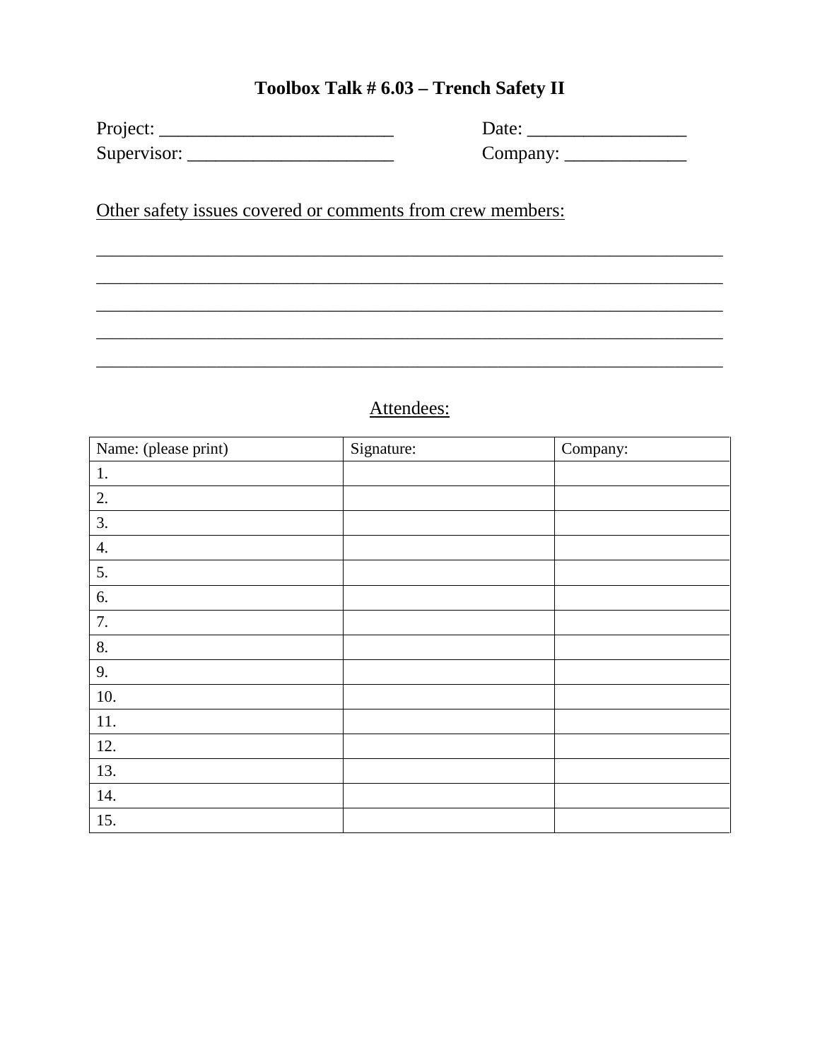## Toolbox Talk # 6.03 – Trench Safety II

Project: _________________________ Date: _________________

Supervisor: ______________________ Company: _____________

Other safety issues covered or comments from crew members:

_________________________________________________________________

_________________________________________________________________

_________________________________________________________________

_________________________________________________________________

_________________________________________________________________

Attendees:

| Name: (please print) | Signature: | Company: |
|---|---|---|
| 1. | | |
| 2. | | |
| 3. | | |
| 4. | | |
| 5. | | |
| 6. | | |
| 7. | | |
| 8. | | |
| 9. | | |
| 10. | | |
| 11. | | |
| 12. | | |
| 13. | | |
| 14. | | |
| 15. | | |